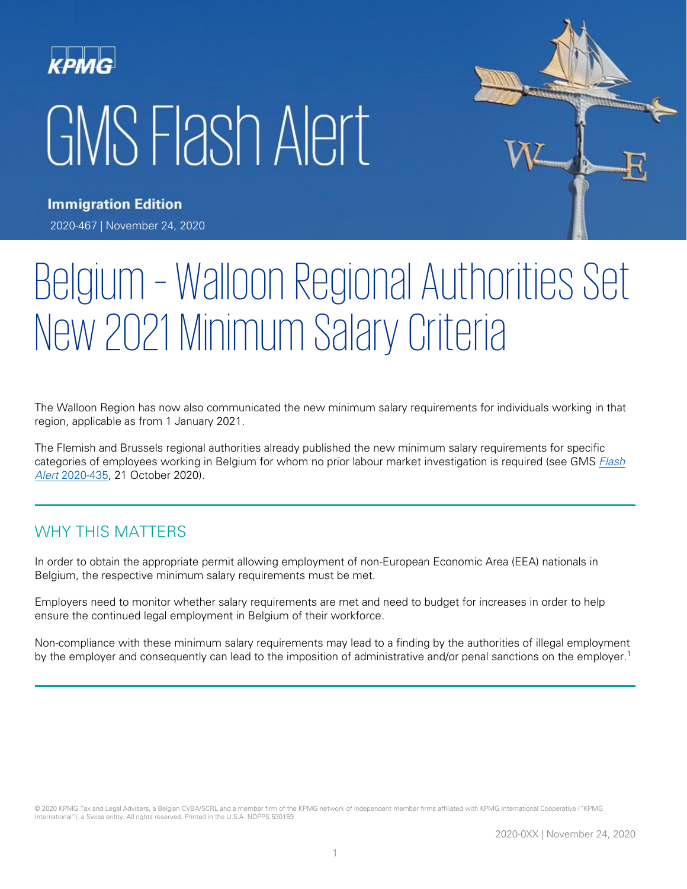# GMS Flash Alert

**Immigration Edition**

2020-467 | November 24, 2020

# Belgium – Walloon Regional Authorities Set New 2021 Minimum Salary Criteria

The Walloon Region has now also communicated the new minimum salary requirements for individuals working in that region, applicable as from 1 January 2021.

The Flemish and Brussels regional authorities already published the new minimum salary requirements for specific categories of employees working in Belgium for whom no prior labour market investigation is required (see GMS *Flash Alert* 2020-435, 21 October 2020).

## WHY THIS MATTERS

In order to obtain the appropriate permit allowing employment of non-European Economic Area (EEA) nationals in Belgium, the respective minimum salary requirements must be met.

Employers need to monitor whether salary requirements are met and need to budget for increases in order to help ensure the continued legal employment in Belgium of their workforce.

Non-compliance with these minimum salary requirements may lead to a finding by the authorities of illegal employment by the employer and consequently can lead to the imposition of administrative and/or penal sanctions on the employer.[1]

© 2020 KPMG Tax and Legal Advisers, a Belgian CVBA/SCRL and a member firm of the KPMG network of independent member firms affiliated with KPMG International Cooperative ("KPMG International"), a Swiss entity. All rights reserved. Printed in the U.S.A. NDPPS 530159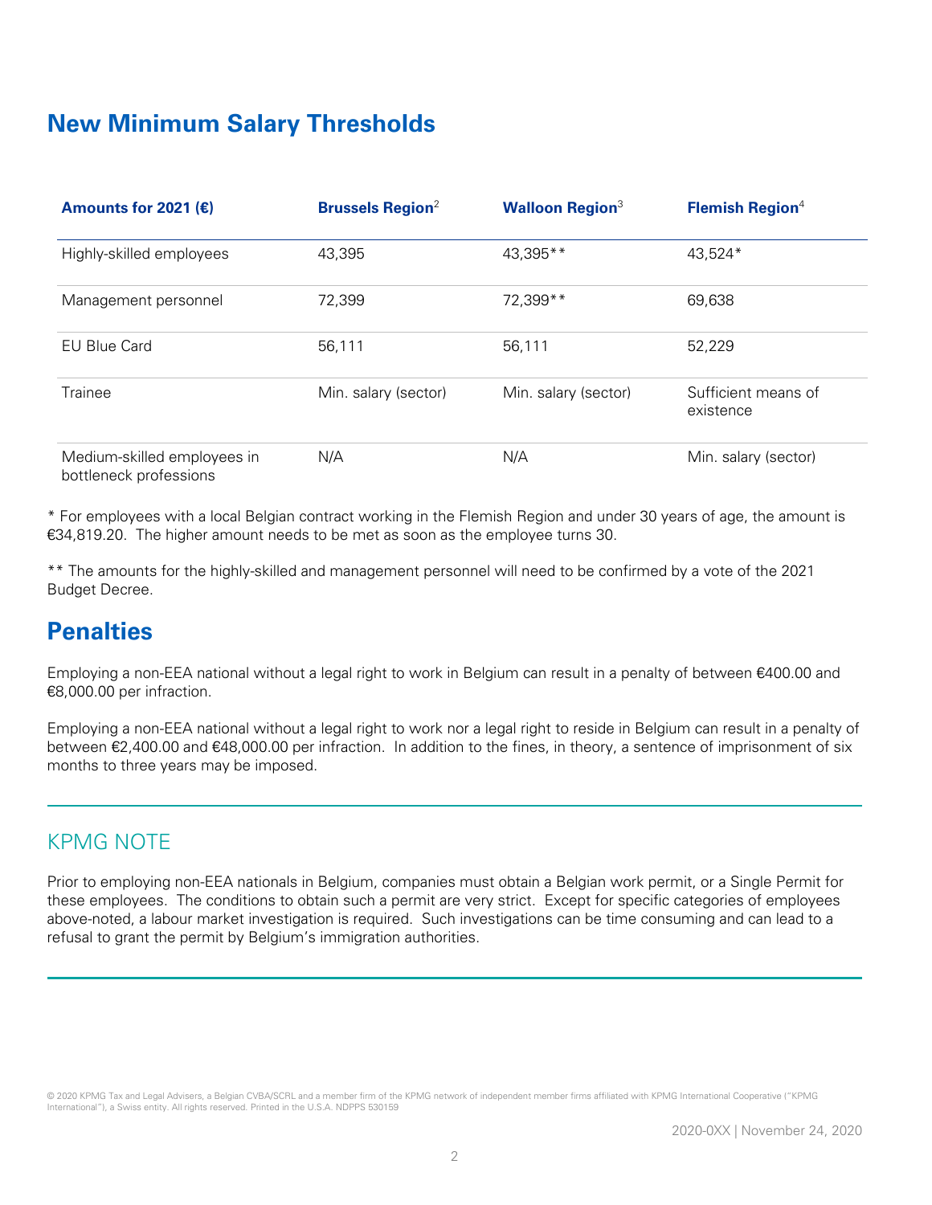## New Minimum Salary Thresholds

| Amounts for 2021 (€) | Brussels Region[2] | Walloon Region[3] | Flemish Region[4] |
|---|---|---|---|
| Highly-skilled employees | 43,395 | 43,395** | 43,524* |
| Management personnel | 72,399 | 72,399** | 69,638 |
| EU Blue Card | 56,111 | 56,111 | 52,229 |
| Trainee | Min. salary (sector) | Min. salary (sector) | Sufficient means of existence |
| Medium-skilled employees in bottleneck professions | N/A | N/A | Min. salary (sector) |

* For employees with a local Belgian contract working in the Flemish Region and under 30 years of age, the amount is €34,819.20. The higher amount needs to be met as soon as the employee turns 30.

** The amounts for the highly-skilled and management personnel will need to be confirmed by a vote of the 2021 Budget Decree.

## Penalties

Employing a non-EEA national without a legal right to work in Belgium can result in a penalty of between €400.00 and €8,000.00 per infraction.

Employing a non-EEA national without a legal right to work nor a legal right to reside in Belgium can result in a penalty of between €2,400.00 and €48,000.00 per infraction. In addition to the fines, in theory, a sentence of imprisonment of six months to three years may be imposed.

## KPMG NOTE

Prior to employing non-EEA nationals in Belgium, companies must obtain a Belgian work permit, or a Single Permit for these employees. The conditions to obtain such a permit are very strict. Except for specific categories of employees above-noted, a labour market investigation is required. Such investigations can be time consuming and can lead to a refusal to grant the permit by Belgium's immigration authorities.

© 2020 KPMG Tax and Legal Advisers, a Belgian CVBA/SCRL and a member firm of the KPMG network of independent member firms affiliated with KPMG International Cooperative ("KPMG International"), a Swiss entity. All rights reserved. Printed in the U.S.A. NDPPS 530159

2020-0XX | November 24, 2020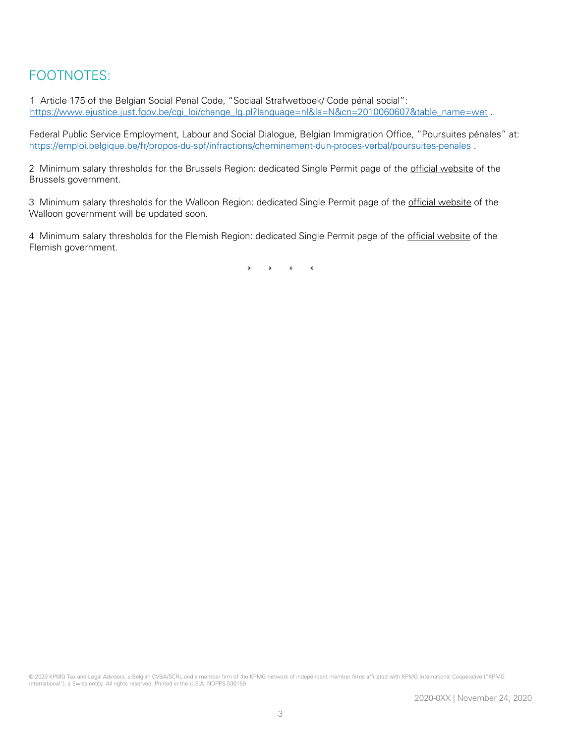## FOOTNOTES:

1 Article 175 of the Belgian Social Penal Code, "Sociaal Strafwetboek/ Code pénal social": https://www.ejustice.just.fgov.be/cgi_loi/change_lg.pl?language=nl&la=N&cn=2010060607&table_name=wet .

Federal Public Service Employment, Labour and Social Dialogue, Belgian Immigration Office, "Poursuites pénales" at: https://emploi.belgique.be/fr/propos-du-spf/infractions/cheminement-dun-proces-verbal/poursuites-penales .

2 Minimum salary thresholds for the Brussels Region: dedicated Single Permit page of the official website of the Brussels government.

3 Minimum salary thresholds for the Walloon Region: dedicated Single Permit page of the official website of the Walloon government will be updated soon.

4 Minimum salary thresholds for the Flemish Region: dedicated Single Permit page of the official website of the Flemish government.

\* \* \* \*

© 2020 KPMG Tax and Legal Advisers, a Belgian CVBA/SCRL and a member firm of the KPMG network of independent member firms affiliated with KPMG International Cooperative ("KPMG International"), a Swiss entity. All rights reserved. Printed in the U.S.A. NDPPS 530159

2020-0XX | November 24, 2020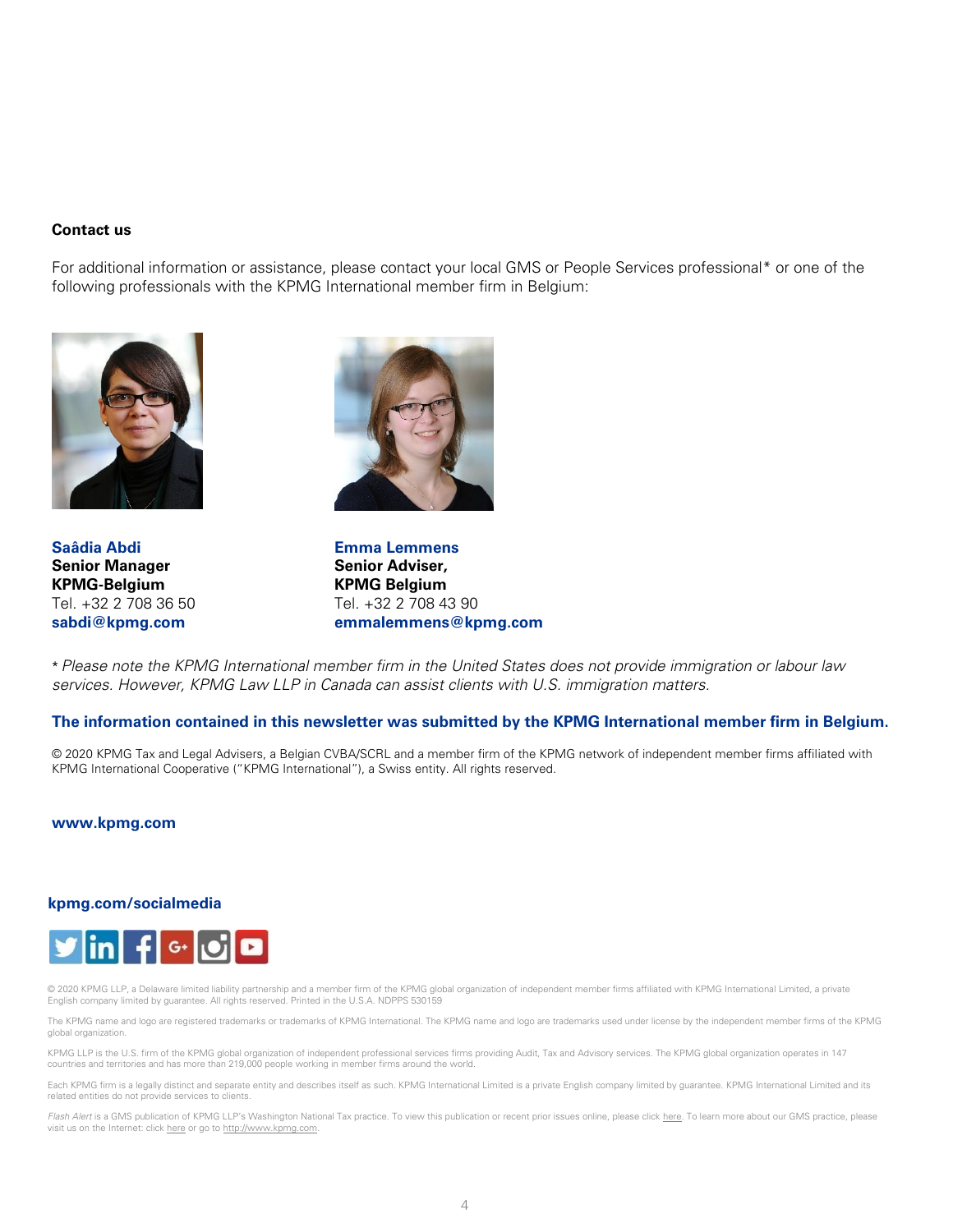**Contact us**

For additional information or assistance, please contact your local GMS or People Services professional* or one of the following professionals with the KPMG International member firm in Belgium:

**Saâdia Abdi**
**Senior Manager**
**KPMG-Belgium**
Tel. +32 2 708 36 50
**sabdi@kpmg.com**

**Emma Lemmens**
**Senior Adviser,**
**KPMG Belgium**
Tel. +32 2 708 43 90
**emmalemmens@kpmg.com**

*\* Please note the KPMG International member firm in the United States does not provide immigration or labour law services. However, KPMG Law LLP in Canada can assist clients with U.S. immigration matters.*

**The information contained in this newsletter was submitted by the KPMG International member firm in Belgium.**

© 2020 KPMG Tax and Legal Advisers, a Belgian CVBA/SCRL and a member firm of the KPMG network of independent member firms affiliated with KPMG International Cooperative ("KPMG International"), a Swiss entity. All rights reserved.

**www.kpmg.com**

**kpmg.com/socialmedia**

© 2020 KPMG LLP, a Delaware limited liability partnership and a member firm of the KPMG global organization of independent member firms affiliated with KPMG International Limited, a private English company limited by guarantee. All rights reserved. Printed in the U.S.A. NDPPS 530159

The KPMG name and logo are registered trademarks or trademarks of KPMG International. The KPMG name and logo are trademarks used under license by the independent member firms of the KPMG global organization.

KPMG LLP is the U.S. firm of the KPMG global organization of independent professional services firms providing Audit, Tax and Advisory services. The KPMG global organization operates in 147 countries and territories and has more than 219,000 people working in member firms around the world.

Each KPMG firm is a legally distinct and separate entity and describes itself as such. KPMG International Limited is a private English company limited by guarantee. KPMG International Limited and its related entities do not provide services to clients.

*Flash Alert* is a GMS publication of KPMG LLP's Washington National Tax practice. To view this publication or recent prior issues online, please click here. To learn more about our GMS practice, please visit us on the Internet: click here or go to http://www.kpmg.com.